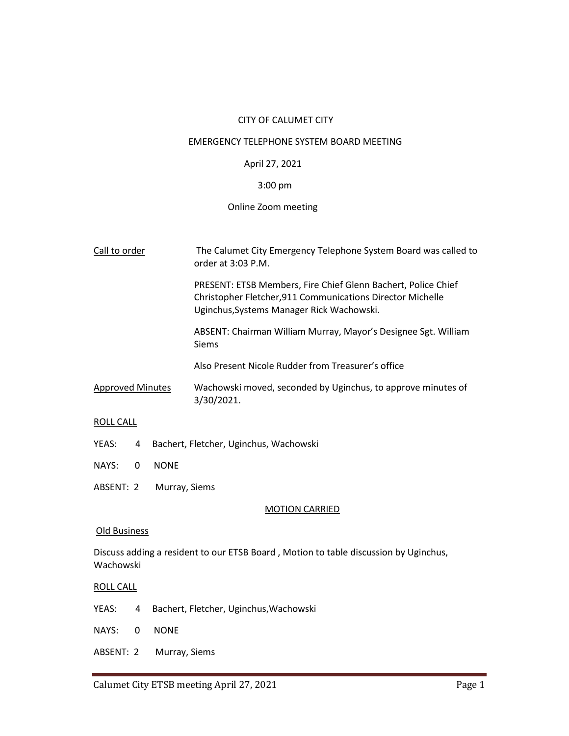# CITY OF CALUMET CITY

## EMERGENCY TELEPHONE SYSTEM BOARD MEETING

April 27, 2021

3:00 pm

Online Zoom meeting

<u>Call to order</u>

The Calumet City Emergency Telephone System Board was called to order at 3:03 P.M.

PRESENT: ETSB Members, Fire Chief Glenn Bachert, Police Chief Christopher Fletcher,911 Communications Director Michelle Uginchus,Systems Manager Rick Wachowski.

ABSENT: Chairman William Murray, Mayor's Designee Sgt. William Siems

Also Present Nicole Rudder from Treasurer's office

<u>Approved Minutes</u>

Wachowski moved, seconded by Uginchus, to approve minutes of 3/30/2021.

<u>ROLL CALL</u>

YEAS: 4 Bachert, Fletcher, Uginchus, Wachowski

NAYS: 0 NONE

ABSENT: 2 Murray, Siems

<u>MOTION CARRIED</u>

<u>Old Business</u>

Discuss adding a resident to our ETSB Board , Motion to table discussion by Uginchus, Wachowski

<u>ROLL CALL</u>

YEAS: 4 Bachert, Fletcher, Uginchus,Wachowski

NAYS: 0 NONE

ABSENT: 2 Murray, Siems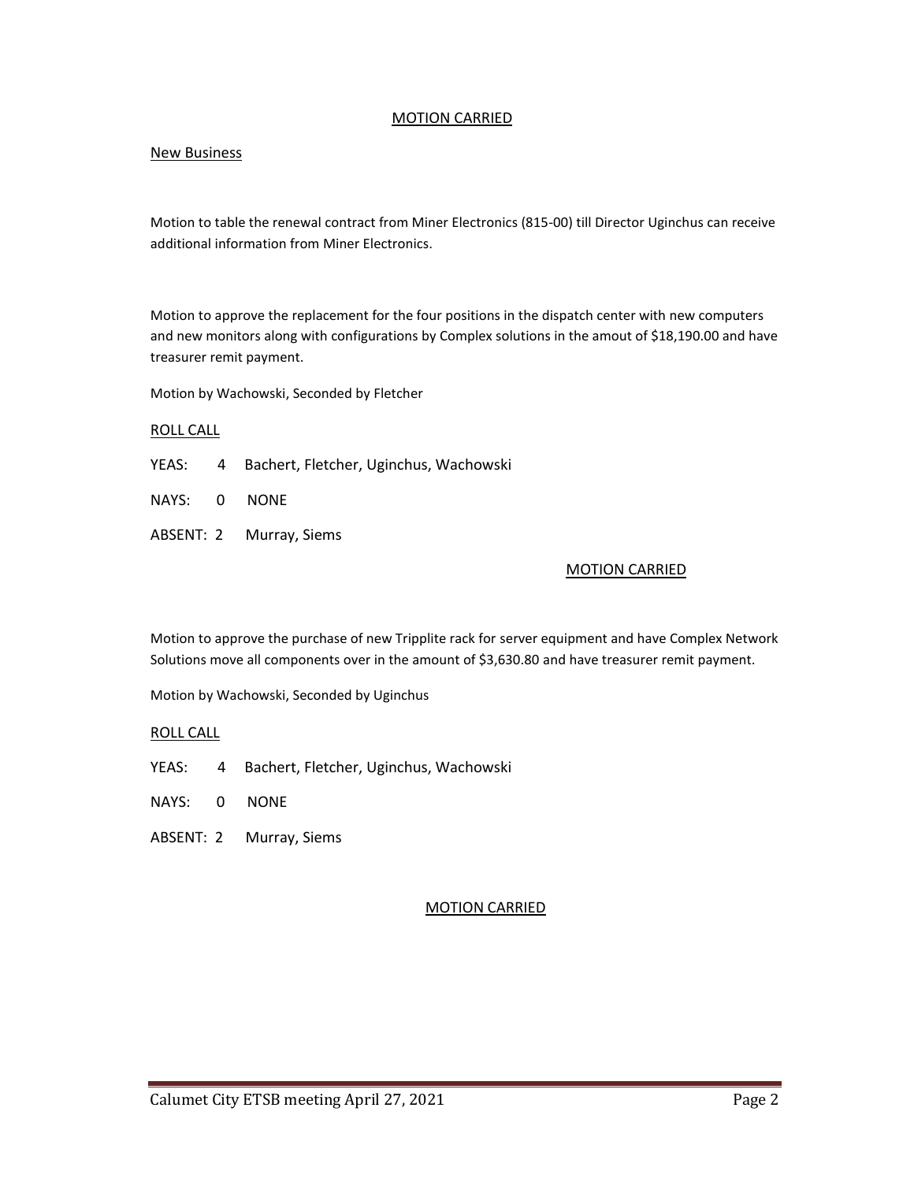MOTION CARRIED

New Business

Motion to table the renewal contract from Miner Electronics (815-00) till Director Uginchus can receive additional information from Miner Electronics.

Motion to approve the replacement for the four positions in the dispatch center with new computers and new monitors along with configurations by Complex solutions in the amout of $18,190.00 and have treasurer remit payment.

Motion by Wachowski, Seconded by Fletcher

ROLL CALL

YEAS: 4 Bachert, Fletcher, Uginchus, Wachowski

NAYS: 0 NONE

ABSENT: 2 Murray, Siems

MOTION CARRIED

Motion to approve the purchase of new Tripplite rack for server equipment and have Complex Network Solutions move all components over in the amount of $3,630.80 and have treasurer remit payment.

Motion by Wachowski, Seconded by Uginchus

ROLL CALL

YEAS: 4 Bachert, Fletcher, Uginchus, Wachowski

NAYS: 0 NONE

ABSENT: 2 Murray, Siems

MOTION CARRIED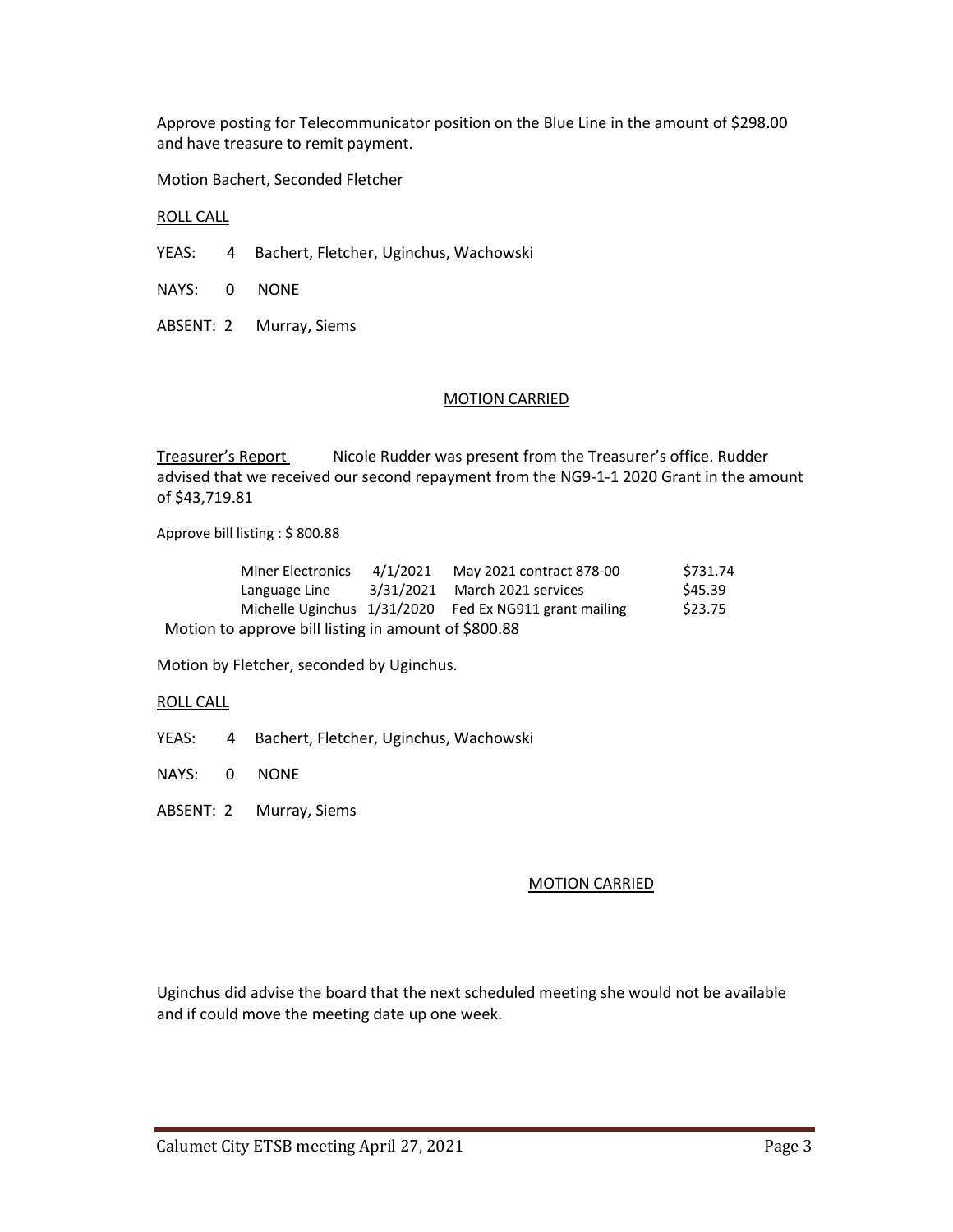Approve posting for Telecommunicator position on the Blue Line in the amount of $298.00 and have treasure to remit payment.

Motion Bachert, Seconded Fletcher

ROLL CALL

YEAS: 4 Bachert, Fletcher, Uginchus, Wachowski

NAYS: 0 NONE

ABSENT: 2 Murray, Siems

MOTION CARRIED

Treasurer's Report Nicole Rudder was present from the Treasurer's office. Rudder advised that we received our second repayment from the NG9-1-1 2020 Grant in the amount of $43,719.81

Approve bill listing : $ 800.88

| | | | |
|---|---|---|---|
| Miner Electronics | 4/1/2021 | May 2021 contract 878-00 | $731.74 |
| Language Line | 3/31/2021 | March 2021 services | $45.39 |
| Michelle Uginchus | 1/31/2020 | Fed Ex NG911 grant mailing | $23.75 |

Motion to approve bill listing in amount of $800.88

Motion by Fletcher, seconded by Uginchus.

ROLL CALL

YEAS: 4 Bachert, Fletcher, Uginchus, Wachowski

NAYS: 0 NONE

ABSENT: 2 Murray, Siems

MOTION CARRIED

Uginchus did advise the board that the next scheduled meeting she would not be available and if could move the meeting date up one week.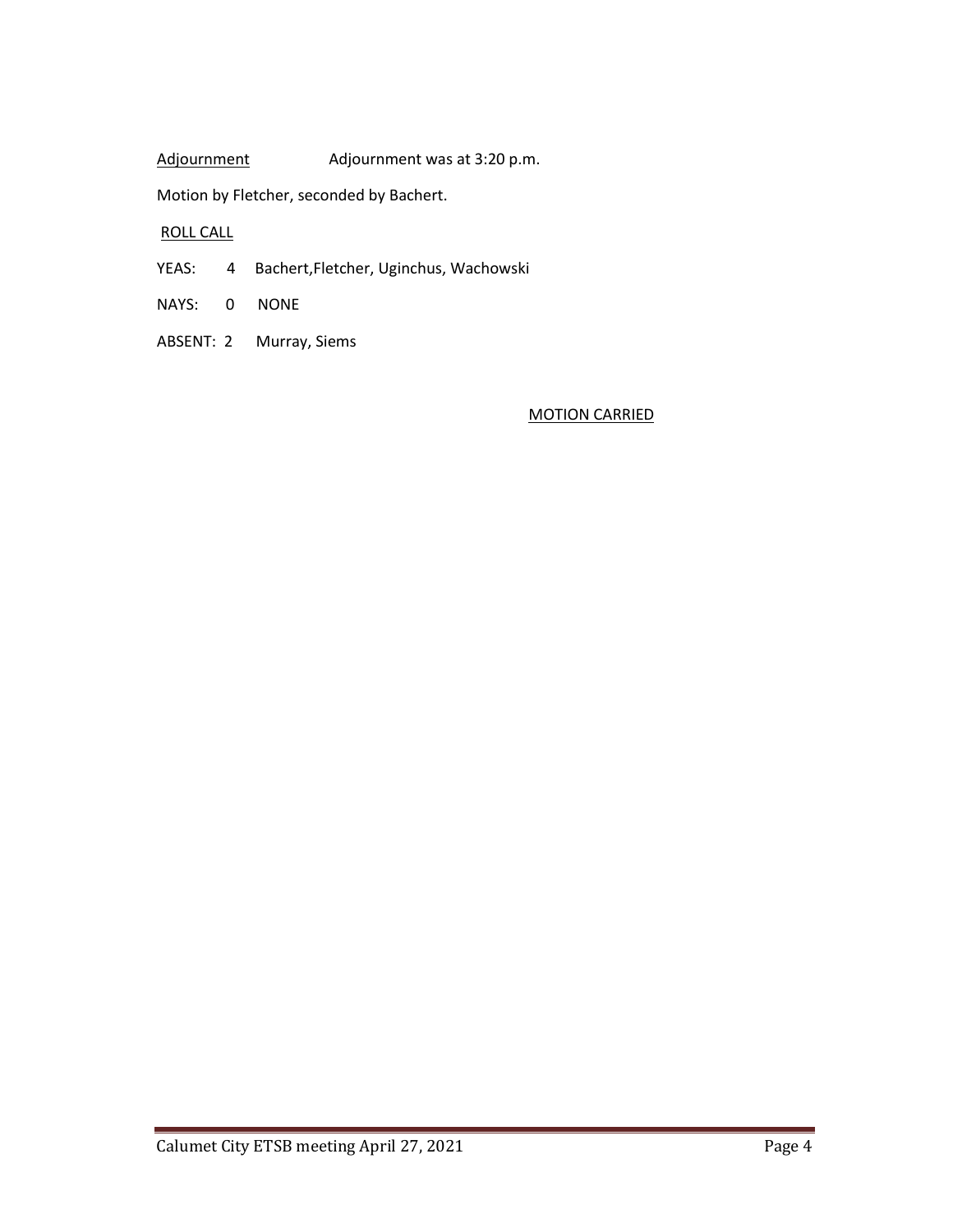<u>Adjournment</u> Adjournment was at 3:20 p.m.

Motion by Fletcher, seconded by Bachert.

<u>ROLL CALL</u>

YEAS: 4 Bachert,Fletcher, Uginchus, Wachowski

NAYS: 0 NONE

ABSENT: 2 Murray, Siems

<u>MOTION CARRIED</u>